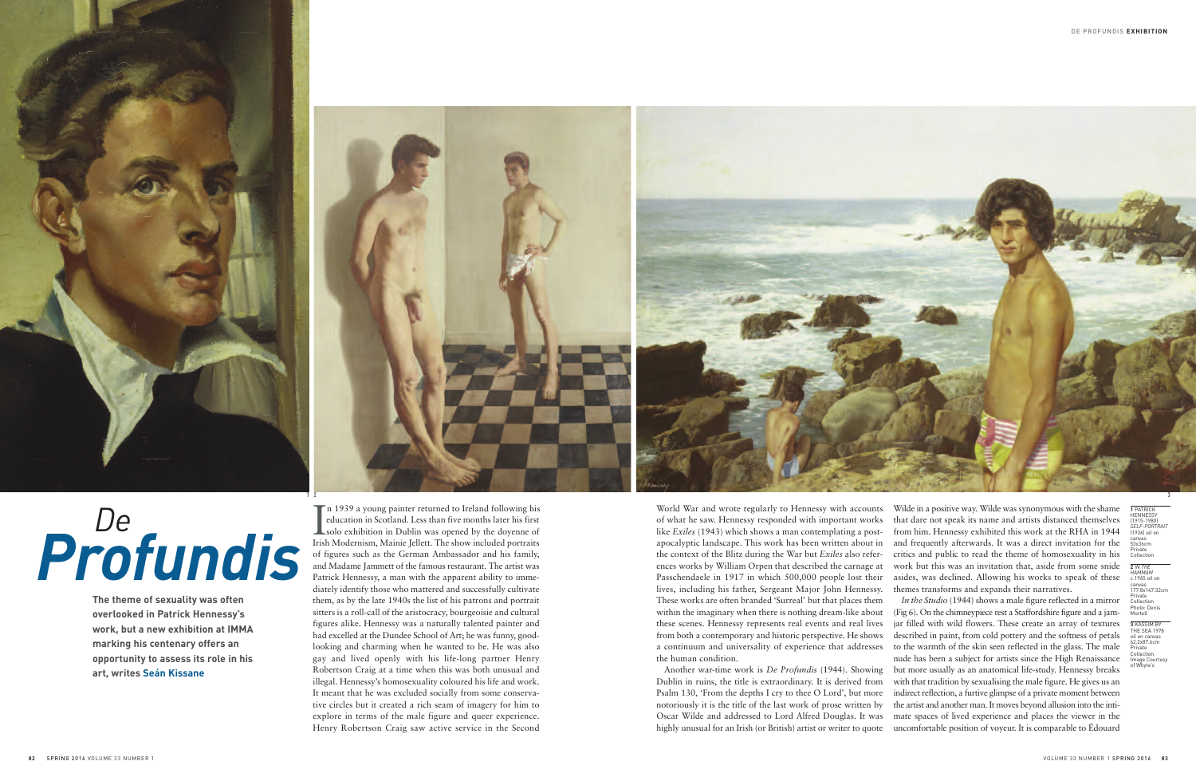# *De* ***Profundis***

**The theme of sexuality was often overlooked in Patrick Hennessy's work, but a new exhibition at IMMA marking his centenary offers an opportunity to assess its role in his art, writes Seán Kissane**

In 1939 a young painter returned to Ireland following his education in Scotland. Less than five months later his first solo exhibition in Dublin was opened by the doyenne of Irish Modernism, Mainie Jellett. The show included portraits of figures such as the German Ambassador and his family, and Madame Jammett of the famous restaurant. The artist was Patrick Hennessy, a man with the apparent ability to immediately identify those who mattered and successfully cultivate them, as by the late 1940s the list of his patrons and portrait sitters is a roll-call of the aristocracy, bourgeoisie and cultural figures alike. Hennessy was a naturally talented painter and had excelled at the Dundee School of Art; he was funny, good-looking and charming when he wanted to be. He was also gay and lived openly with his life-long partner Henry Robertson Craig at a time when this was both unusual and illegal. Hennessy's homosexuality coloured his life and work. It meant that he was excluded socially from some conservative circles but it created a rich seam of imagery for him to explore in terms of the male figure and queer experience. Henry Robertson Craig saw active service in the Second World War and wrote regularly to Hennessy with accounts of what he saw. Hennessy responded with important works like *Exiles* (1943) which shows a man contemplating a post-apocalyptic landscape. This work has been written about in the context of the Blitz during the War but *Exiles* also references works by William Orpen that described the carnage at Passchendaele in 1917 in which 500,000 people lost their lives, including his father, Sergeant Major John Hennessy. These works are often branded 'Surreal' but that places them within the imaginary when there is nothing dream-like about these scenes. Hennessy represents real events and real lives from both a contemporary and historic perspective. He shows a continuum and universality of experience that addresses the human condition.

Another war-time work is *De Profundis* (1944). Showing Dublin in ruins, the title is extraordinary. It is derived from Psalm 130, 'From the depths I cry to thee O Lord', but more notoriously it is the title of the last work of prose written by Oscar Wilde and addressed to Lord Alfred Douglas. It was highly unusual for an Irish (or British) artist or writer to quote Wilde in a positive way. Wilde was synonymous with the shame that dare not speak its name and artists distanced themselves from him. Hennessy exhibited this work at the RHA in 1944 and frequently afterwards. It was a direct invitation for the critics and public to read the theme of homosexuality in his work but this was an invitation that, aside from some snide asides, was declined. Allowing his works to speak of these themes transforms and expands their narratives.

*In the Studio* (1944) shows a male figure reflected in a mirror (Fig 6). On the chimneypiece rest a Staffordshire figure and a jam-jar filled with wild flowers. These create an array of textures described in paint, from cold pottery and the softness of petals to the warmth of the skin seen reflected in the glass. The male nude has been a subject for artists since the High Renaissance but more usually as an anatomical life-study. Hennessy breaks with that tradition by sexualising the male figure. He gives us an indirect reflection, a furtive glimpse of a private moment between the artist and another man. It moves beyond allusion into the intimate spaces of lived experience and places the viewer in the uncomfortable position of voyeur. It is comparable to Édouard

1 PATRICK HENNESSY (1915-1980) *SELF-PORTRAIT* (1936) oil on canvas 53x36cm Private Collection

2 *IN THE HAMMAM* c.1965 oil on canvas 177.8x147.32cm Private Collection Photo: Denis Mortell

3 KASSIM BY THE SEA 1978 oil on canvas 62.2x87.6cm Private Collection Image Courtesy of Whyte's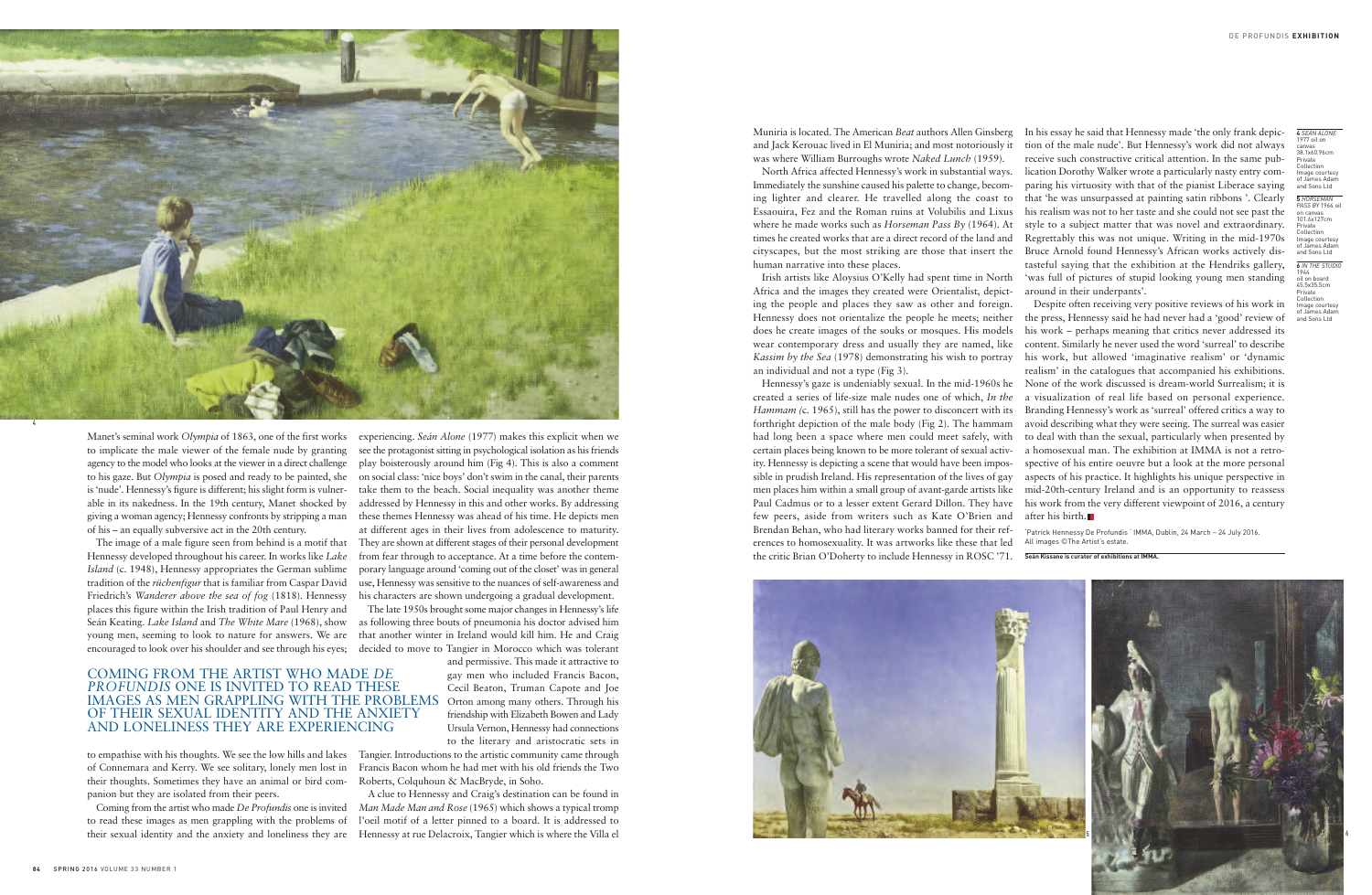Manet's seminal work *Olympia* of 1863, one of the first works to implicate the male viewer of the female nude by granting agency to the model who looks at the viewer in a direct challenge to his gaze. But *Olympia* is posed and ready to be painted, she is 'nude'. Hennessy's figure is different; his slight form is vulnerable in its nakedness. In the 19th century, Manet shocked by giving a woman agency; Hennessy confronts by stripping a man of his – an equally subversive act in the 20th century.

The image of a male figure seen from behind is a motif that Hennessy developed throughout his career. In works like *Lake Island* (c. 1948), Hennessy appropriates the German sublime tradition of the *rückenfigur* that is familiar from Caspar David Friedrich's *Wanderer above the sea of fog* (1818). Hennessy places this figure within the Irish tradition of Paul Henry and Seán Keating. *Lake Island* and *The White Mare* (1968), show young men, seeming to look to nature for answers. We are encouraged to look over his shoulder and see through his eyes; to empathise with his thoughts. We see the low hills and lakes of Connemara and Kerry. We see solitary, lonely men lost in their thoughts. Sometimes they have an animal or bird companion but they are isolated from their peers.

Coming from the artist who made *De Profundis* one is invited to read these images as men grappling with the problems of their sexual identity and the anxiety and loneliness they are experiencing. *Seán Alone* (1977) makes this explicit when we see the protagonist sitting in psychological isolation as his friends play boisterously around him (Fig 4). This is also a comment on social class: 'nice boys' don't swim in the canal, their parents take them to the beach. Social inequality was another theme addressed by Hennessy in this and other works. By addressing these themes Hennessy was ahead of his time. He depicts men at different ages in their lives from adolescence to maturity. They are shown at different stages of their personal development from fear through to acceptance. At a time before the contemporary language around 'coming out of the closet' was in general use, Hennessy was sensitive to the nuances of self-awareness and his characters are shown undergoing a gradual development.

## COMING FROM THE ARTIST WHO MADE *DE PROFUNDIS* ONE IS INVITED TO READ THESE IMAGES AS MEN GRAPPLING WITH THE PROBLEMS OF THEIR SEXUAL IDENTITY AND THE ANXIETY AND LONELINESS THEY ARE EXPERIENCING

The late 1950s brought some major changes in Hennessy's life as following three bouts of pneumonia his doctor advised him that another winter in Ireland would kill him. He and Craig decided to move to Tangier in Morocco which was tolerant and permissive. This made it attractive to gay men who included Francis Bacon, Cecil Beaton, Truman Capote and Joe Orton among many others. Through his friendship with Elizabeth Bowen and Lady Ursula Vernon, Hennessy had connections to the literary and aristocratic sets in Tangier. Introductions to the artistic community came through Francis Bacon whom he had met with his old friends the Two Roberts, Colquhoun & MacBryde, in Soho.

A clue to Hennessy and Craig's destination can be found in *Man Made Man and Rose* (1965) which shows a typical tromp l'oeil motif of a letter pinned to a board. It is addressed to Hennessy at rue Delacroix, Tangier which is where the Villa el Muniria is located. The American *Beat* authors Allen Ginsberg and Jack Kerouac lived in El Muniria; and most notoriously it was where William Burroughs wrote *Naked Lunch* (1959).

North Africa affected Hennessy's work in substantial ways. Immediately the sunshine caused his palette to change, becoming lighter and clearer. He travelled along the coast to Essaouira, Fez and the Roman ruins at Volubilis and Lixus where he made works such as *Horseman Pass By* (1964). At times he created works that are a direct record of the land and cityscapes, but the most striking are those that insert the human narrative into these places.

Irish artists like Aloysius O'Kelly had spent time in North Africa and the images they created were Orientalist, depicting the people and places they saw as other and foreign. Hennessy does not orientalize the people he meets; neither does he create images of the souks or mosques. His models wear contemporary dress and usually they are named, like *Kassim by the Sea* (1978) demonstrating his wish to portray an individual and not a type (Fig 3).

Hennessy's gaze is undeniably sexual. In the mid-1960s he created a series of life-size male nudes one of which, *In the Hammam (*c. 1965), still has the power to disconcert with its forthright depiction of the male body (Fig 2). The hammam had long been a space where men could meet safely, with certain places being known to be more tolerant of sexual activity. Hennessy is depicting a scene that would have been impossible in prudish Ireland. His representation of the lives of gay men places him within a small group of avant-garde artists like Paul Cadmus or to a lesser extent Gerard Dillon. They have few peers, aside from writers such as Kate O'Brien and Brendan Behan, who had literary works banned for their references to homosexuality. It was artworks like these that led the critic Brian O'Doherty to include Hennessy in ROSC '71. In his essay he said that Hennessy made 'the only frank depiction of the male nude'. But Hennessy's work did not always receive such constructive critical attention. In the same publication Dorothy Walker wrote a particularly nasty entry comparing his virtuosity with that of the pianist Liberace saying that 'he was unsurpassed at painting satin ribbons '. Clearly his realism was not to her taste and she could not see past the style to a subject matter that was novel and extraordinary. Regrettably this was not unique. Writing in the mid-1970s Bruce Arnold found Hennessy's African works actively distasteful saying that the exhibition at the Hendriks gallery, 'was full of pictures of stupid looking young men standing around in their underpants'.

Despite often receiving very positive reviews of his work in the press, Hennessy said he had never had a 'good' review of his work – perhaps meaning that critics never addressed its content. Similarly he never used the word 'surreal' to describe his work, but allowed 'imaginative realism' or 'dynamic realism' in the catalogues that accompanied his exhibitions. None of the work discussed is dream-world Surrealism; it is a visualization of real life based on personal experience. Branding Hennessy's work as 'surreal' offered critics a way to avoid describing what they were seeing. The surreal was easier to deal with than the sexual, particularly when presented by a homosexual man. The exhibition at IMMA is not a retrospective of his entire oeuvre but a look at the more personal aspects of his practice. It highlights his unique perspective in mid-20th-century Ireland and is an opportunity to reassess his work from the very different viewpoint of 2016, a century after his birth.

'Patrick Hennessy De Profundis ' IMMA, Dublin, 24 March – 24 July 2016.
All images ©The Artist's estate.

**Seán Kissane is curator of exhibitions at IMMA.**

4 *SEÁN ALONE* 1977 oil on canvas 38.1x60.96cm Private Collection Image courtesy of James Adam and Sons Ltd

5 *HORSEMAN PASS BY* 1964 oil on canvas 101.6x127cm Private Collection Image courtesy of James Adam and Sons Ltd

6 *IN THE STUDIO* 1944 oil on board 45.5x35.5cm Private Collection Image courtesy of James Adam and Sons Ltd